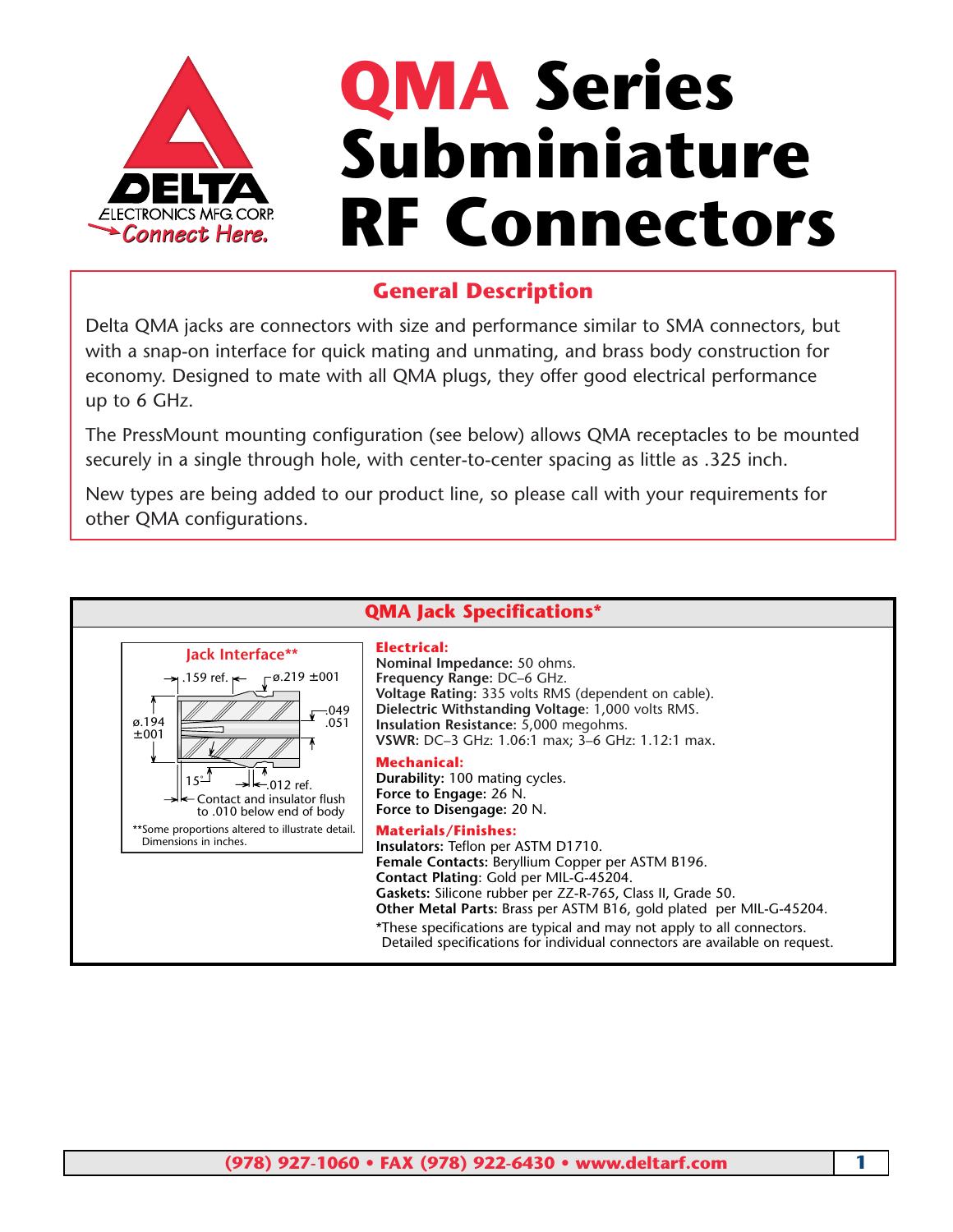# QMA Series Subminiature RF Connectors

## General Description

Delta QMA jacks are connectors with size and performance similar to SMA connectors, but with a snap-on interface for quick mating and unmating, and brass body construction for economy. Designed to mate with all QMA plugs, they offer good electrical performance up to 6 GHz.

The PressMount mounting configuration (see below) allows QMA receptacles to be mounted securely in a single through hole, with center-to-center spacing as little as .325 inch.

New types are being added to our product line, so please call with your requirements for other QMA configurations.

## QMA Jack Specifications*

**Jack Interface****

.159 ref.

ø.219 ±001

ø.194 ±001

.049 .051

15°

.012 ref.

Contact and insulator flush to .010 below end of body

**Some proportions altered to illustrate detail. Dimensions in inches.

### Electrical:

**Nominal Impedance**: 50 ohms.
**Frequency Range:** DC–6 GHz.
**Voltage Rating:** 335 volts RMS (dependent on cable).
**Dielectric Withstanding Voltage**: 1,000 volts RMS.
**Insulation Resistance:** 5,000 megohms.
**VSWR**: DC–3 GHz: 1.06:1 max; 3–6 GHz: 1.12:1 max.

### Mechanical:

**Durability:** 100 mating cycles.
**Force to Engage:** 26 N.
**Force to Disengage:** 20 N.

### Materials/Finishes:

**Insulators:** Teflon per ASTM D1710.
**Female Contacts:** Beryllium Copper per ASTM B196.
**Contact Plating**: Gold per MIL-G-45204.
**Gaskets:** Silicone rubber per ZZ-R-765, Class II, Grade 50.
**Other Metal Parts:** Brass per ASTM B16, gold plated per MIL-G-45204.

*These specifications are typical and may not apply to all connectors. Detailed specifications for individual connectors are available on request.

(978) 927-1060 • FAX (978) 922-6430 • www.deltarf.com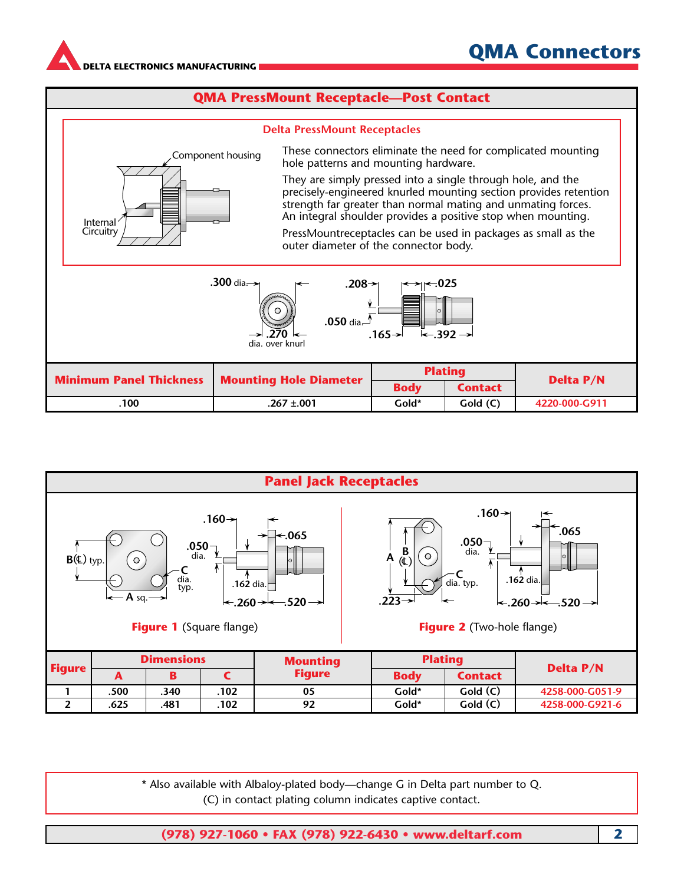## QMA PressMount Receptacle—Post Contact

### Delta PressMount Receptacles

Component housing

Internal Circuitry

These connectors eliminate the need for complicated mounting hole patterns and mounting hardware.

They are simply pressed into a single through hole, and the precisely-engineered knurled mounting section provides retention strength far greater than normal mating and unmating forces. An integral shoulder provides a positive stop when mounting.

PressMountreceptacles can be used in packages as small as the outer diameter of the connector body.

.300 dia.
.270 dia. over knurl
.208
.025
.050 dia.
.165
.392

| Minimum Panel Thickness | Mounting Hole Diameter | Plating | | Delta P/N |
|---|---|---|---|---|
| | | Body | Contact | |
| .100 | .267 ±.001 | Gold* | Gold (C) | 4220-000-G911 |

## Panel Jack Receptacles

B (℄) typ.
A sq.
.050 dia.
C dia. typ.
.160
.065
.162 dia.
.260
.520

**Figure 1** (Square flange)

A
B (℄)
.223
.050 dia.
C dia. typ.
.160
.065
.162 dia.
.260
.520

**Figure 2** (Two-hole flange)

| Figure | Dimensions | | | Mounting Figure | Plating | | Delta P/N |
|---|---|---|---|---|---|---|---|
| | A | B | C | | Body | Contact | |
| 1 | .500 | .340 | .102 | 05 | Gold* | Gold (C) | 4258-000-G051-9 |
| 2 | .625 | .481 | .102 | 92 | Gold* | Gold (C) | 4258-000-G921-6 |

* Also available with Albaloy-plated body—change G in Delta part number to Q.
(C) in contact plating column indicates captive contact.

(978) 927-1060 • FAX (978) 922-6430 • www.deltarf.com